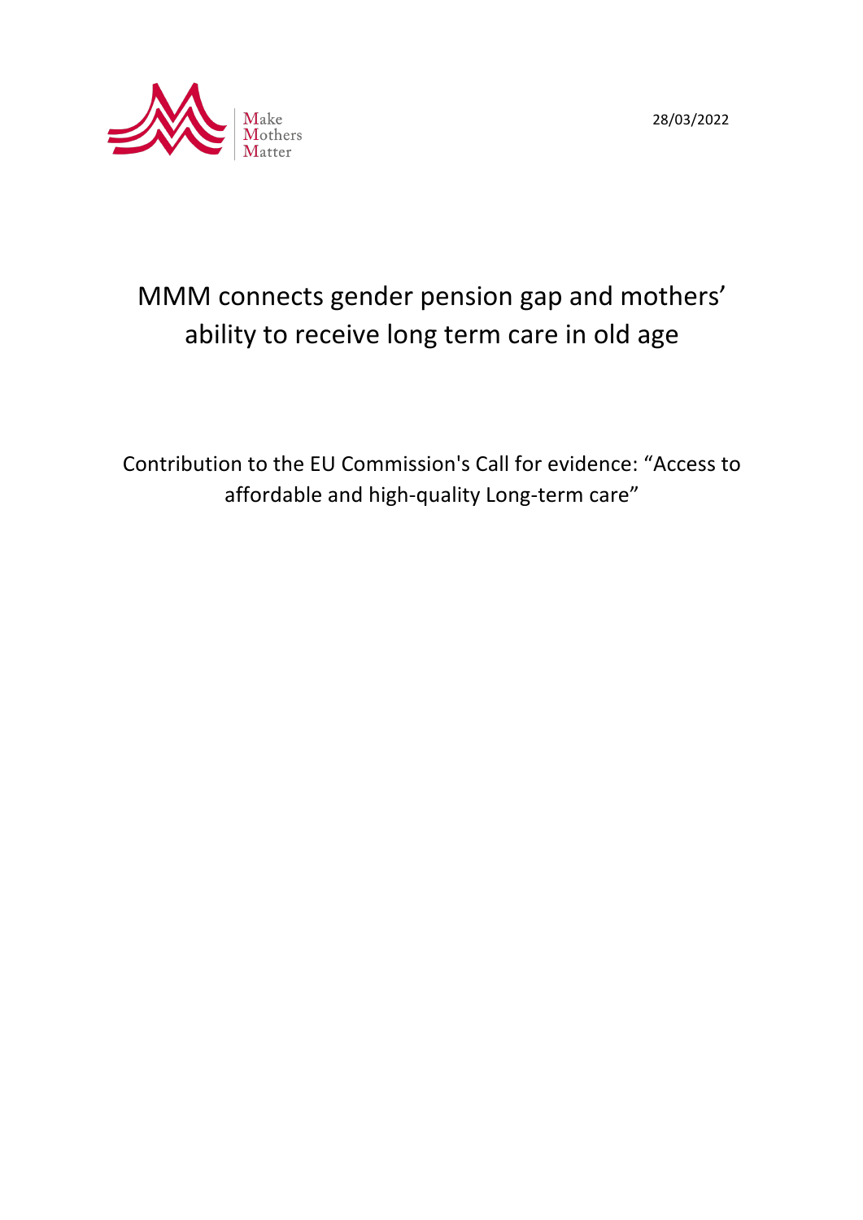Make Mothers Matter

28/03/2022

# MMM connects gender pension gap and mothers' ability to receive long term care in old age

Contribution to the EU Commission's Call for evidence: "Access to affordable and high-quality Long-term care"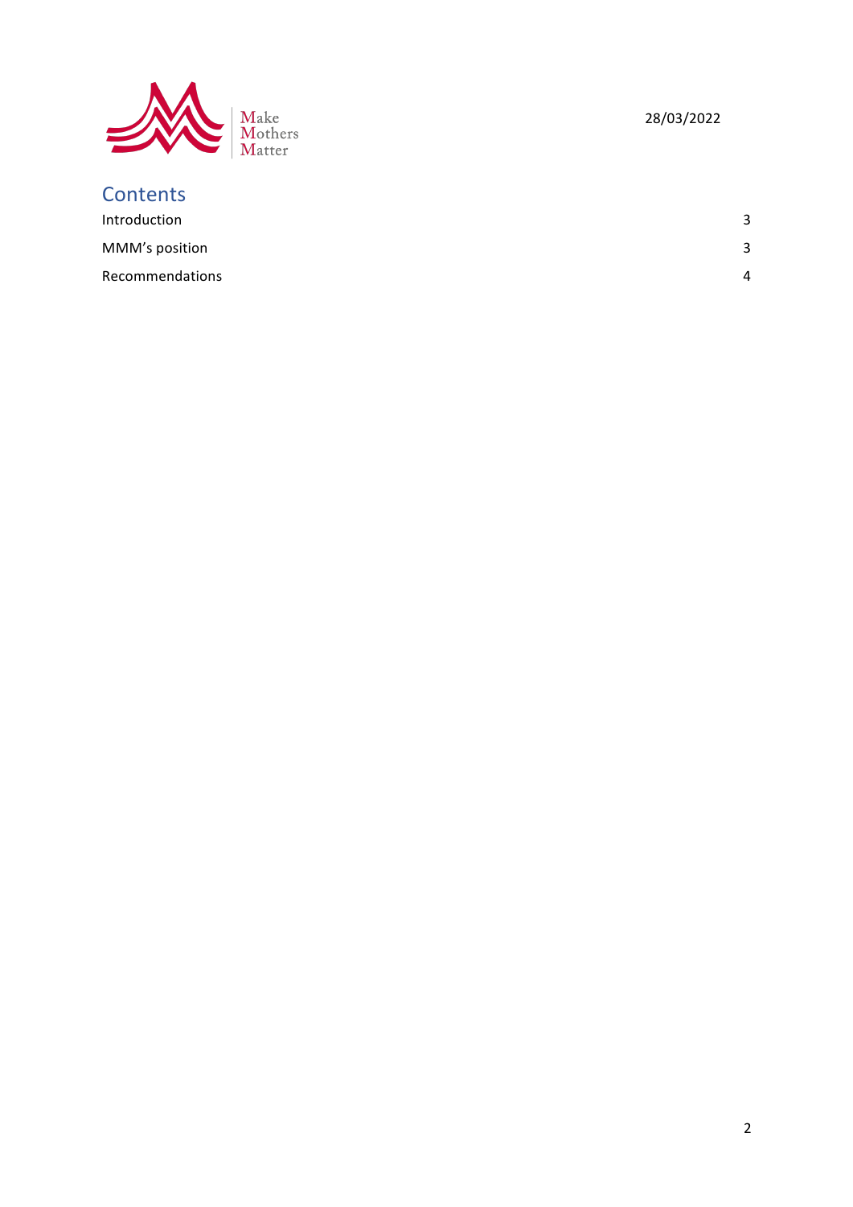Make
Mothers
Matter

28/03/2022

## Contents

| | |
|---|---|
| Introduction | 3 |
| MMM's position | 3 |
| Recommendations | 4 |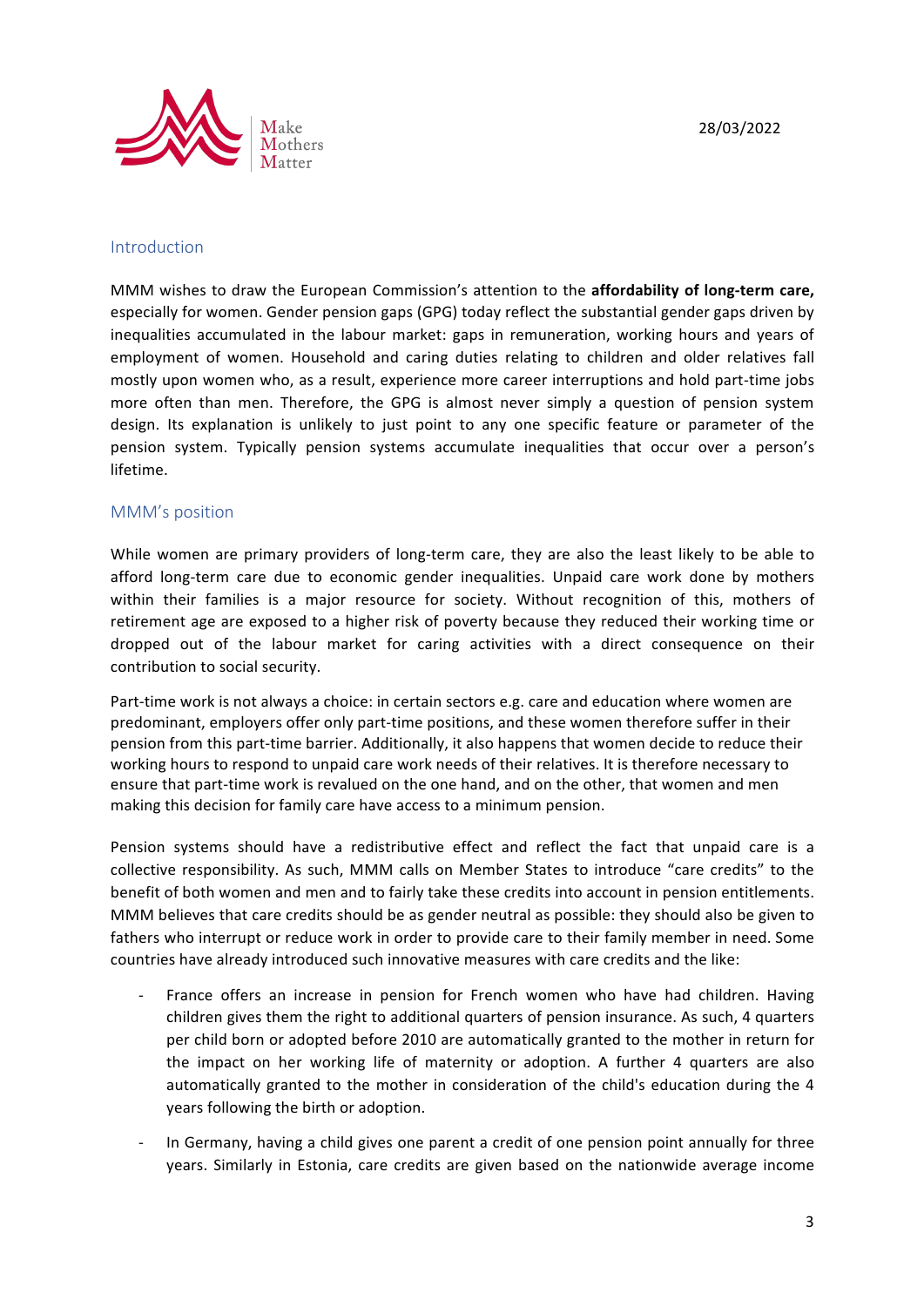28/03/2022

## Introduction

MMM wishes to draw the European Commission's attention to the **affordability of long-term care,** especially for women. Gender pension gaps (GPG) today reflect the substantial gender gaps driven by inequalities accumulated in the labour market: gaps in remuneration, working hours and years of employment of women. Household and caring duties relating to children and older relatives fall mostly upon women who, as a result, experience more career interruptions and hold part-time jobs more often than men. Therefore, the GPG is almost never simply a question of pension system design. Its explanation is unlikely to just point to any one specific feature or parameter of the pension system. Typically pension systems accumulate inequalities that occur over a person's lifetime.

## MMM's position

While women are primary providers of long-term care, they are also the least likely to be able to afford long-term care due to economic gender inequalities. Unpaid care work done by mothers within their families is a major resource for society. Without recognition of this, mothers of retirement age are exposed to a higher risk of poverty because they reduced their working time or dropped out of the labour market for caring activities with a direct consequence on their contribution to social security.

Part-time work is not always a choice: in certain sectors e.g. care and education where women are predominant, employers offer only part-time positions, and these women therefore suffer in their pension from this part-time barrier. Additionally, it also happens that women decide to reduce their working hours to respond to unpaid care work needs of their relatives. It is therefore necessary to ensure that part-time work is revalued on the one hand, and on the other, that women and men making this decision for family care have access to a minimum pension.

Pension systems should have a redistributive effect and reflect the fact that unpaid care is a collective responsibility. As such, MMM calls on Member States to introduce "care credits" to the benefit of both women and men and to fairly take these credits into account in pension entitlements. MMM believes that care credits should be as gender neutral as possible: they should also be given to fathers who interrupt or reduce work in order to provide care to their family member in need. Some countries have already introduced such innovative measures with care credits and the like:

- France offers an increase in pension for French women who have had children. Having children gives them the right to additional quarters of pension insurance. As such, 4 quarters per child born or adopted before 2010 are automatically granted to the mother in return for the impact on her working life of maternity or adoption. A further 4 quarters are also automatically granted to the mother in consideration of the child's education during the 4 years following the birth or adoption.
- In Germany, having a child gives one parent a credit of one pension point annually for three years. Similarly in Estonia, care credits are given based on the nationwide average income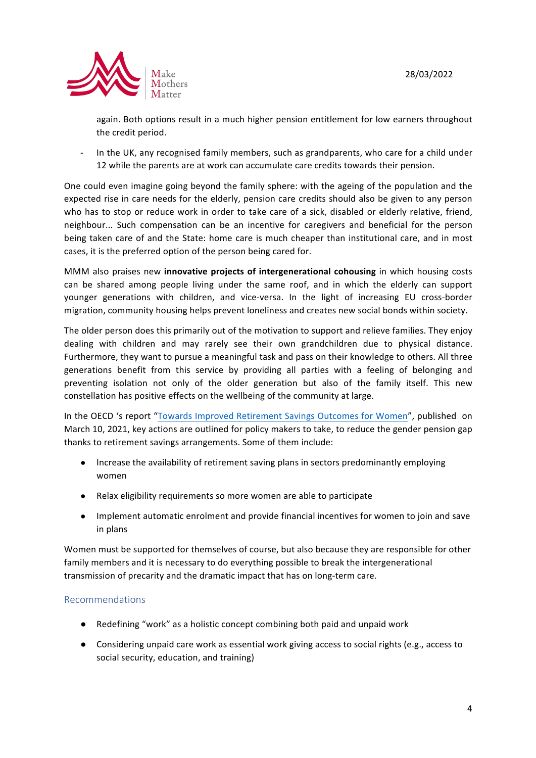again. Both options result in a much higher pension entitlement for low earners throughout the credit period.

- In the UK, any recognised family members, such as grandparents, who care for a child under 12 while the parents are at work can accumulate care credits towards their pension.

One could even imagine going beyond the family sphere: with the ageing of the population and the expected rise in care needs for the elderly, pension care credits should also be given to any person who has to stop or reduce work in order to take care of a sick, disabled or elderly relative, friend, neighbour... Such compensation can be an incentive for caregivers and beneficial for the person being taken care of and the State: home care is much cheaper than institutional care, and in most cases, it is the preferred option of the person being cared for.

MMM also praises new **innovative projects of intergenerational cohousing** in which housing costs can be shared among people living under the same roof, and in which the elderly can support younger generations with children, and vice-versa. In the light of increasing EU cross-border migration, community housing helps prevent loneliness and creates new social bonds within society.

The older person does this primarily out of the motivation to support and relieve families. They enjoy dealing with children and may rarely see their own grandchildren due to physical distance. Furthermore, they want to pursue a meaningful task and pass on their knowledge to others. All three generations benefit from this service by providing all parties with a feeling of belonging and preventing isolation not only of the older generation but also of the family itself. This new constellation has positive effects on the wellbeing of the community at large.

In the OECD 's report "Towards Improved Retirement Savings Outcomes for Women", published on March 10, 2021, key actions are outlined for policy makers to take, to reduce the gender pension gap thanks to retirement savings arrangements. Some of them include:

- Increase the availability of retirement saving plans in sectors predominantly employing women
- Relax eligibility requirements so more women are able to participate
- Implement automatic enrolment and provide financial incentives for women to join and save in plans

Women must be supported for themselves of course, but also because they are responsible for other family members and it is necessary to do everything possible to break the intergenerational transmission of precarity and the dramatic impact that has on long-term care.

## Recommendations

- Redefining "work" as a holistic concept combining both paid and unpaid work
- Considering unpaid care work as essential work giving access to social rights (e.g., access to social security, education, and training)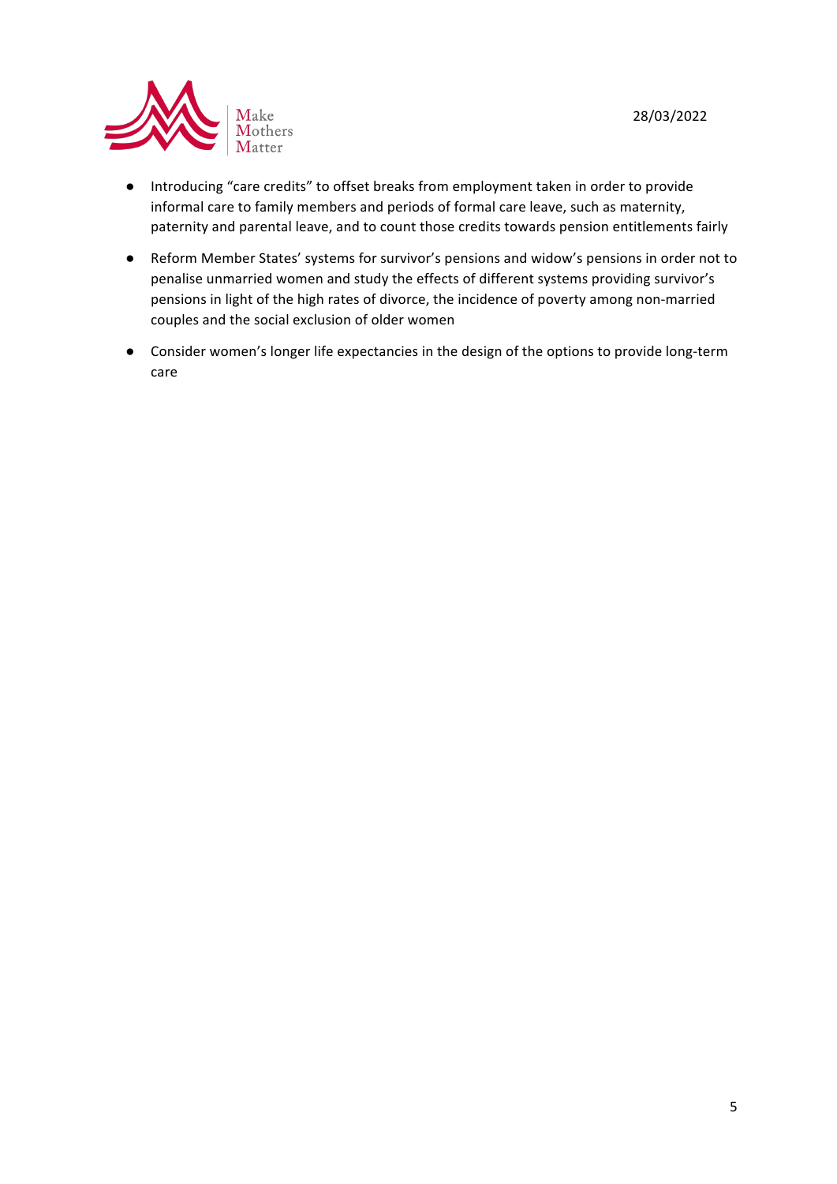- Introducing "care credits" to offset breaks from employment taken in order to provide informal care to family members and periods of formal care leave, such as maternity, paternity and parental leave, and to count those credits towards pension entitlements fairly
- Reform Member States' systems for survivor's pensions and widow's pensions in order not to penalise unmarried women and study the effects of different systems providing survivor's pensions in light of the high rates of divorce, the incidence of poverty among non-married couples and the social exclusion of older women
- Consider women's longer life expectancies in the design of the options to provide long-term care